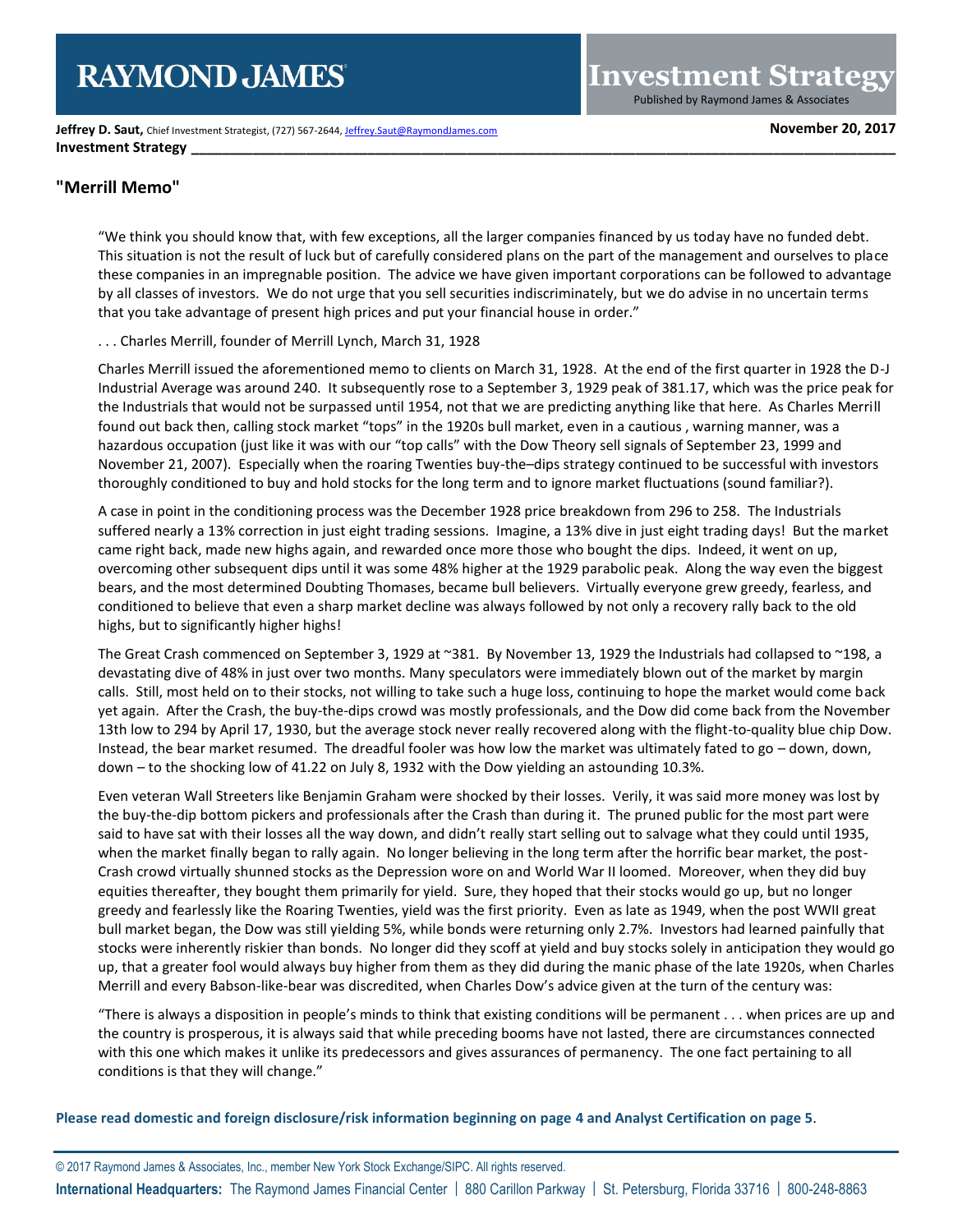# RAYMOND JAMES

# Investment Strategy

Published by Raymond James & Associates

**Jeffrey D. Saut,** Chief Investment Strategist, (727) 567-2644, Jeffrey.Saut@RaymondJames.com

**November 20, 2017**

**Investment Strategy**

## "Merrill Memo"

"We think you should know that, with few exceptions, all the larger companies financed by us today have no funded debt. This situation is not the result of luck but of carefully considered plans on the part of the management and ourselves to place these companies in an impregnable position. The advice we have given important corporations can be followed to advantage by all classes of investors. We do not urge that you sell securities indiscriminately, but we do advise in no uncertain terms that you take advantage of present high prices and put your financial house in order."

. . . Charles Merrill, founder of Merrill Lynch, March 31, 1928

Charles Merrill issued the aforementioned memo to clients on March 31, 1928. At the end of the first quarter in 1928 the D-J Industrial Average was around 240. It subsequently rose to a September 3, 1929 peak of 381.17, which was the price peak for the Industrials that would not be surpassed until 1954, not that we are predicting anything like that here. As Charles Merrill found out back then, calling stock market "tops" in the 1920s bull market, even in a cautious , warning manner, was a hazardous occupation (just like it was with our "top calls" with the Dow Theory sell signals of September 23, 1999 and November 21, 2007). Especially when the roaring Twenties buy-the–dips strategy continued to be successful with investors thoroughly conditioned to buy and hold stocks for the long term and to ignore market fluctuations (sound familiar?).

A case in point in the conditioning process was the December 1928 price breakdown from 296 to 258. The Industrials suffered nearly a 13% correction in just eight trading sessions. Imagine, a 13% dive in just eight trading days! But the market came right back, made new highs again, and rewarded once more those who bought the dips. Indeed, it went on up, overcoming other subsequent dips until it was some 48% higher at the 1929 parabolic peak. Along the way even the biggest bears, and the most determined Doubting Thomases, became bull believers. Virtually everyone grew greedy, fearless, and conditioned to believe that even a sharp market decline was always followed by not only a recovery rally back to the old highs, but to significantly higher highs!

The Great Crash commenced on September 3, 1929 at ~381. By November 13, 1929 the Industrials had collapsed to ~198, a devastating dive of 48% in just over two months. Many speculators were immediately blown out of the market by margin calls. Still, most held on to their stocks, not willing to take such a huge loss, continuing to hope the market would come back yet again. After the Crash, the buy-the-dips crowd was mostly professionals, and the Dow did come back from the November 13th low to 294 by April 17, 1930, but the average stock never really recovered along with the flight-to-quality blue chip Dow. Instead, the bear market resumed. The dreadful fooler was how low the market was ultimately fated to go – down, down, down – to the shocking low of 41.22 on July 8, 1932 with the Dow yielding an astounding 10.3%.

Even veteran Wall Streeters like Benjamin Graham were shocked by their losses. Verily, it was said more money was lost by the buy-the-dip bottom pickers and professionals after the Crash than during it. The pruned public for the most part were said to have sat with their losses all the way down, and didn't really start selling out to salvage what they could until 1935, when the market finally began to rally again. No longer believing in the long term after the horrific bear market, the post-Crash crowd virtually shunned stocks as the Depression wore on and World War II loomed. Moreover, when they did buy equities thereafter, they bought them primarily for yield. Sure, they hoped that their stocks would go up, but no longer greedy and fearlessly like the Roaring Twenties, yield was the first priority. Even as late as 1949, when the post WWII great bull market began, the Dow was still yielding 5%, while bonds were returning only 2.7%. Investors had learned painfully that stocks were inherently riskier than bonds. No longer did they scoff at yield and buy stocks solely in anticipation they would go up, that a greater fool would always buy higher from them as they did during the manic phase of the late 1920s, when Charles Merrill and every Babson-like-bear was discredited, when Charles Dow's advice given at the turn of the century was:

"There is always a disposition in people's minds to think that existing conditions will be permanent . . . when prices are up and the country is prosperous, it is always said that while preceding booms have not lasted, there are circumstances connected with this one which makes it unlike its predecessors and gives assurances of permanency. The one fact pertaining to all conditions is that they will change."

**Please read domestic and foreign disclosure/risk information beginning on page 4 and Analyst Certification on page 5.**

© 2017 Raymond James & Associates, Inc., member New York Stock Exchange/SIPC. All rights reserved.

**International Headquarters:** The Raymond James Financial Center | 880 Carillon Parkway | St. Petersburg, Florida 33716 | 800-248-8863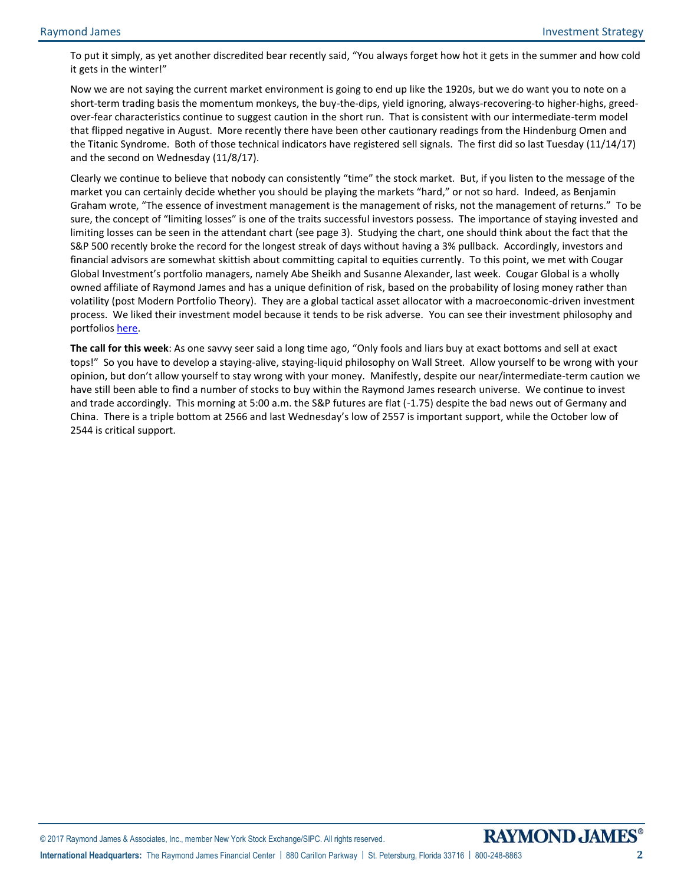To put it simply, as yet another discredited bear recently said, "You always forget how hot it gets in the summer and how cold it gets in the winter!"

Now we are not saying the current market environment is going to end up like the 1920s, but we do want you to note on a short-term trading basis the momentum monkeys, the buy-the-dips, yield ignoring, always-recovering-to higher-highs, greed-over-fear characteristics continue to suggest caution in the short run. That is consistent with our intermediate-term model that flipped negative in August. More recently there have been other cautionary readings from the Hindenburg Omen and the Titanic Syndrome. Both of those technical indicators have registered sell signals. The first did so last Tuesday (11/14/17) and the second on Wednesday (11/8/17).

Clearly we continue to believe that nobody can consistently "time" the stock market. But, if you listen to the message of the market you can certainly decide whether you should be playing the markets "hard," or not so hard. Indeed, as Benjamin Graham wrote, "The essence of investment management is the management of risks, not the management of returns." To be sure, the concept of "limiting losses" is one of the traits successful investors possess. The importance of staying invested and limiting losses can be seen in the attendant chart (see page 3). Studying the chart, one should think about the fact that the S&P 500 recently broke the record for the longest streak of days without having a 3% pullback. Accordingly, investors and financial advisors are somewhat skittish about committing capital to equities currently. To this point, we met with Cougar Global Investment's portfolio managers, namely Abe Sheikh and Susanne Alexander, last week. Cougar Global is a wholly owned affiliate of Raymond James and has a unique definition of risk, based on the probability of losing money rather than volatility (post Modern Portfolio Theory). They are a global tactical asset allocator with a macroeconomic-driven investment process. We liked their investment model because it tends to be risk adverse. You can see their investment philosophy and portfolios here.

**The call for this week**: As one savvy seer said a long time ago, "Only fools and liars buy at exact bottoms and sell at exact tops!" So you have to develop a staying-alive, staying-liquid philosophy on Wall Street. Allow yourself to be wrong with your opinion, but don't allow yourself to stay wrong with your money. Manifestly, despite our near/intermediate-term caution we have still been able to find a number of stocks to buy within the Raymond James research universe. We continue to invest and trade accordingly. This morning at 5:00 a.m. the S&P futures are flat (-1.75) despite the bad news out of Germany and China. There is a triple bottom at 2566 and last Wednesday's low of 2557 is important support, while the October low of 2544 is critical support.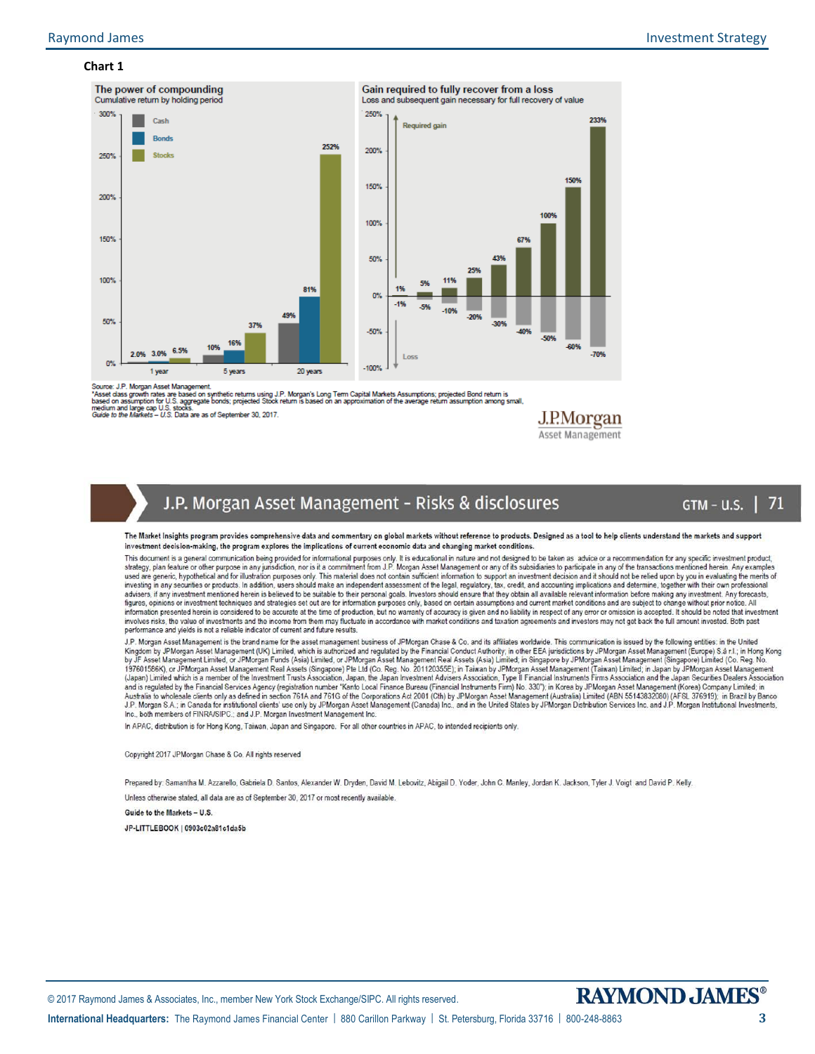**Chart 1**

**The power of compounding**
Cumulative return by holding period

| Holding period | Cash | Bonds | Stocks |
|---|---|---|---|
| 1 year | 2.0% | 3.0% | 6.5% |
| 5 years | 10% | 16% | 37% |
| 20 years | 49% | 81% | 252% |

**Gain required to fully recover from a loss**
Loss and subsequent gain necessary for full recovery of value

| Loss | Required gain |
|---|---|
| -1% | 1% |
| -5% | 5% |
| -10% | 11% |
| -20% | 25% |
| -30% | 43% |
| -40% | 67% |
| -50% | 100% |
| -60% | 150% |
| -70% | 233% |

Source: J.P. Morgan Asset Management.
*Asset class growth rates are based on synthetic returns using J.P. Morgan's Long Term Capital Markets Assumptions; projected Bond return is based on assumption for U.S. aggregate bonds; projected Stock return is based on an approximation of the average return assumption among small, medium and large cap U.S. stocks.
*Guide to the Markets – U.S.* Data are as of September 30, 2017.

J.P.Morgan Asset Management

## J.P. Morgan Asset Management – Risks & disclosures

GTM – U.S. | 71

**The Market Insights program provides comprehensive data and commentary on global markets without reference to products. Designed as a tool to help clients understand the markets and support investment decision-making, the program explores the implications of current economic data and changing market conditions.**

This document is a general communication being provided for informational purposes only. It is educational in nature and not designed to be taken as advice or a recommendation for any specific investment product, strategy, plan feature or other purpose in any jurisdiction, nor is it a commitment from J.P. Morgan Asset Management or any of its subsidiaries to participate in any of the transactions mentioned herein. Any examples used are generic, hypothetical and for illustration purposes only. This material does not contain sufficient information to support an investment decision and it should not be relied upon by you in evaluating the merits of investing in any securities or products. In addition, users should make an independent assessment of the legal, regulatory, tax, credit, and accounting implications and determine, together with their own professional advisers, if any investment mentioned herein is believed to be suitable to their personal goals. Investors should ensure that they obtain all available relevant information before making any investment. Any forecasts, figures, opinions or investment techniques and strategies set out are for information purposes only, based on certain assumptions and current market conditions and are subject to change without prior notice. All information presented herein is considered to be accurate at the time of production, but no warranty of accuracy is given and no liability in respect of any error or omission is accepted. It should be noted that investment involves risks, the value of investments and the income from them may fluctuate in accordance with market conditions and taxation agreements and investors may not get back the full amount invested. Both past performance and yields is not a reliable indicator of current and future results.

J.P. Morgan Asset Management is the brand name for the asset management business of JPMorgan Chase & Co. and its affiliates worldwide. This communication is issued by the following entities: in the United Kingdom by JPMorgan Asset Management (UK) Limited, which is authorized and regulated by the Financial Conduct Authority; in other EEA jurisdictions by JPMorgan Asset Management (Europe) S.à r.l.; in Hong Kong by JF Asset Management Limited, or JPMorgan Funds (Asia) Limited, or JPMorgan Asset Management Real Assets (Asia) Limited; in Singapore by JPMorgan Asset Management (Singapore) Limited (Co. Reg. No. 197601586K), or JPMorgan Asset Management Real Assets (Singapore) Pte Ltd (Co. Reg. No. 201120355E); in Taiwan by JPMorgan Asset Management (Taiwan) Limited; in Japan by JPMorgan Asset Management (Japan) Limited which is a member of the Investment Trusts Association, Japan, the Japan Investment Advisers Association, Type II Financial Instruments Firms Association and the Japan Securities Dealers Association and is regulated by the Financial Services Agency (registration number "Kanto Local Finance Bureau (Financial Instruments Firm) No. 330"); in Korea by JPMorgan Asset Management (Korea) Company Limited; in Australia to wholesale clients only as defined in section 761A and 761G of the Corporations Act 2001 (Cth) by JPMorgan Asset Management (Australia) Limited (ABN 55143832080) (AFSL 376919); in Brazil by Banco J.P. Morgan S.A.; in Canada for institutional clients' use only by JPMorgan Asset Management (Canada) Inc., and in the United States by JPMorgan Distribution Services Inc. and J.P. Morgan Institutional Investments, Inc., both members of FINRA/SIPC.; and J.P. Morgan Investment Management Inc.

In APAC, distribution is for Hong Kong, Taiwan, Japan and Singapore. For all other countries in APAC, to intended recipients only.

Copyright 2017 JPMorgan Chase & Co. All rights reserved

Prepared by: Samantha M. Azzarello, Gabriela D. Santos, Alexander W. Dryden, David M. Lebovitz, Abigail D. Yoder, John C. Manley, Jordan K. Jackson, Tyler J. Voigt and David P. Kelly.

Unless otherwise stated, all data are as of September 30, 2017 or most recently available.

**Guide to the Markets – U.S.**

**JP-LITTLEBOOK | 0903c02a81c1da5b**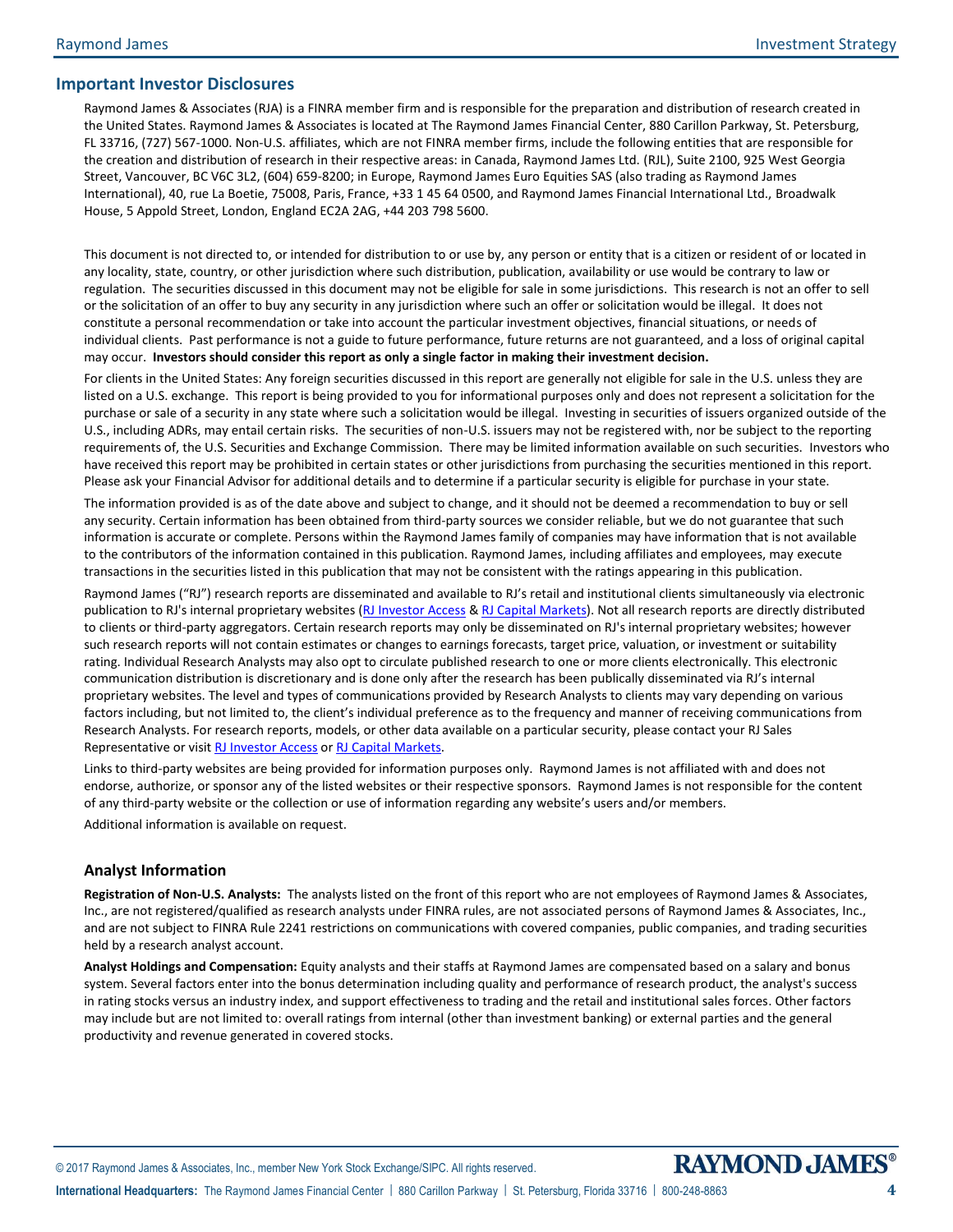## Important Investor Disclosures

Raymond James & Associates (RJA) is a FINRA member firm and is responsible for the preparation and distribution of research created in the United States. Raymond James & Associates is located at The Raymond James Financial Center, 880 Carillon Parkway, St. Petersburg, FL 33716, (727) 567-1000. Non-U.S. affiliates, which are not FINRA member firms, include the following entities that are responsible for the creation and distribution of research in their respective areas: in Canada, Raymond James Ltd. (RJL), Suite 2100, 925 West Georgia Street, Vancouver, BC V6C 3L2, (604) 659-8200; in Europe, Raymond James Euro Equities SAS (also trading as Raymond James International), 40, rue La Boetie, 75008, Paris, France, +33 1 45 64 0500, and Raymond James Financial International Ltd., Broadwalk House, 5 Appold Street, London, England EC2A 2AG, +44 203 798 5600.

This document is not directed to, or intended for distribution to or use by, any person or entity that is a citizen or resident of or located in any locality, state, country, or other jurisdiction where such distribution, publication, availability or use would be contrary to law or regulation. The securities discussed in this document may not be eligible for sale in some jurisdictions. This research is not an offer to sell or the solicitation of an offer to buy any security in any jurisdiction where such an offer or solicitation would be illegal. It does not constitute a personal recommendation or take into account the particular investment objectives, financial situations, or needs of individual clients. Past performance is not a guide to future performance, future returns are not guaranteed, and a loss of original capital may occur. **Investors should consider this report as only a single factor in making their investment decision.**

For clients in the United States: Any foreign securities discussed in this report are generally not eligible for sale in the U.S. unless they are listed on a U.S. exchange. This report is being provided to you for informational purposes only and does not represent a solicitation for the purchase or sale of a security in any state where such a solicitation would be illegal. Investing in securities of issuers organized outside of the U.S., including ADRs, may entail certain risks. The securities of non-U.S. issuers may not be registered with, nor be subject to the reporting requirements of, the U.S. Securities and Exchange Commission. There may be limited information available on such securities. Investors who have received this report may be prohibited in certain states or other jurisdictions from purchasing the securities mentioned in this report. Please ask your Financial Advisor for additional details and to determine if a particular security is eligible for purchase in your state.

The information provided is as of the date above and subject to change, and it should not be deemed a recommendation to buy or sell any security. Certain information has been obtained from third-party sources we consider reliable, but we do not guarantee that such information is accurate or complete. Persons within the Raymond James family of companies may have information that is not available to the contributors of the information contained in this publication. Raymond James, including affiliates and employees, may execute transactions in the securities listed in this publication that may not be consistent with the ratings appearing in this publication.

Raymond James ("RJ") research reports are disseminated and available to RJ's retail and institutional clients simultaneously via electronic publication to RJ's internal proprietary websites (RJ Investor Access & RJ Capital Markets). Not all research reports are directly distributed to clients or third-party aggregators. Certain research reports may only be disseminated on RJ's internal proprietary websites; however such research reports will not contain estimates or changes to earnings forecasts, target price, valuation, or investment or suitability rating. Individual Research Analysts may also opt to circulate published research to one or more clients electronically. This electronic communication distribution is discretionary and is done only after the research has been publically disseminated via RJ's internal proprietary websites. The level and types of communications provided by Research Analysts to clients may vary depending on various factors including, but not limited to, the client's individual preference as to the frequency and manner of receiving communications from Research Analysts. For research reports, models, or other data available on a particular security, please contact your RJ Sales Representative or visit RJ Investor Access or RJ Capital Markets.

Links to third-party websites are being provided for information purposes only. Raymond James is not affiliated with and does not endorse, authorize, or sponsor any of the listed websites or their respective sponsors. Raymond James is not responsible for the content of any third-party website or the collection or use of information regarding any website's users and/or members.

Additional information is available on request.

### Analyst Information

**Registration of Non-U.S. Analysts:** The analysts listed on the front of this report who are not employees of Raymond James & Associates, Inc., are not registered/qualified as research analysts under FINRA rules, are not associated persons of Raymond James & Associates, Inc., and are not subject to FINRA Rule 2241 restrictions on communications with covered companies, public companies, and trading securities held by a research analyst account.

**Analyst Holdings and Compensation:** Equity analysts and their staffs at Raymond James are compensated based on a salary and bonus system. Several factors enter into the bonus determination including quality and performance of research product, the analyst's success in rating stocks versus an industry index, and support effectiveness to trading and the retail and institutional sales forces. Other factors may include but are not limited to: overall ratings from internal (other than investment banking) or external parties and the general productivity and revenue generated in covered stocks.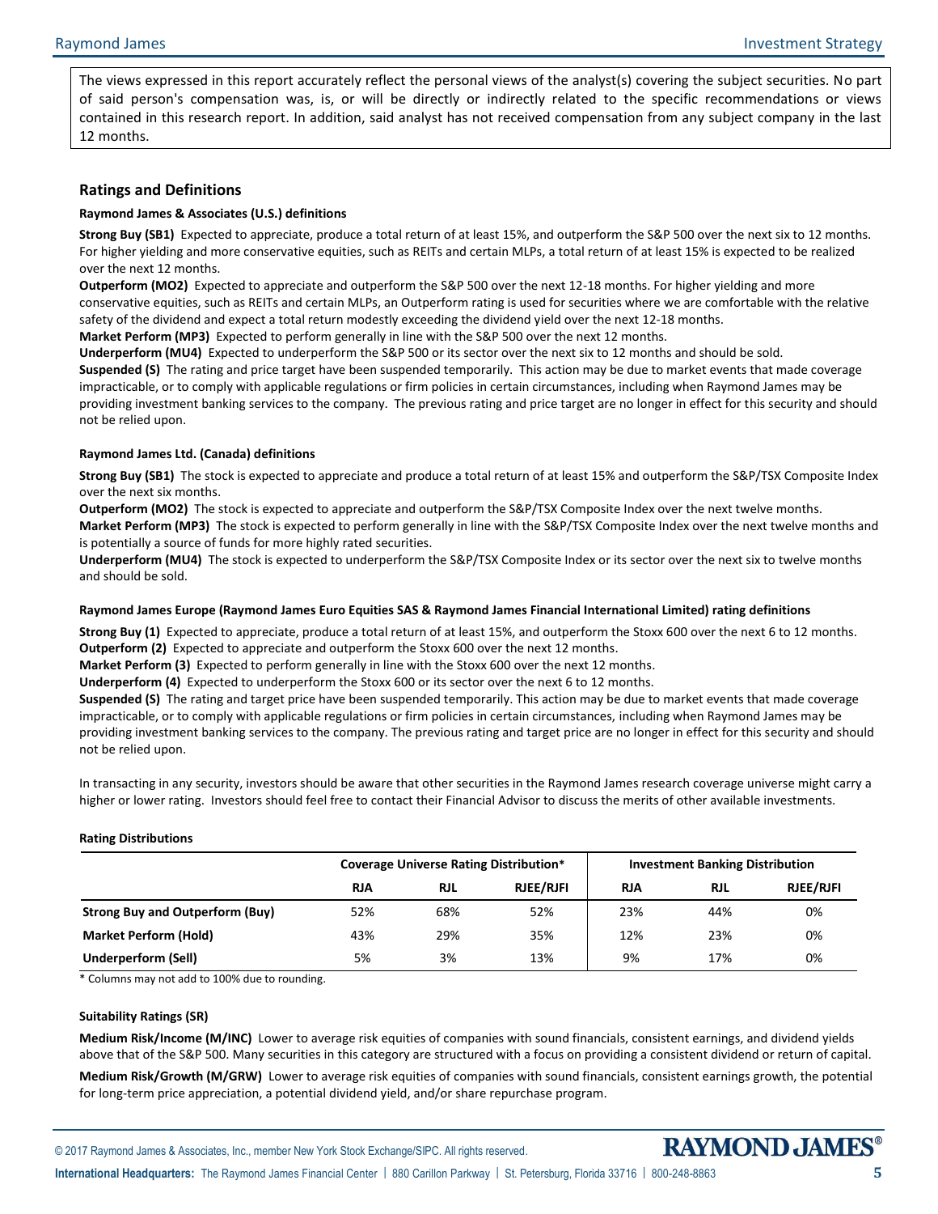The views expressed in this report accurately reflect the personal views of the analyst(s) covering the subject securities. No part of said person's compensation was, is, or will be directly or indirectly related to the specific recommendations or views contained in this research report. In addition, said analyst has not received compensation from any subject company in the last 12 months.

## Ratings and Definitions

**Raymond James & Associates (U.S.) definitions**

**Strong Buy (SB1)** Expected to appreciate, produce a total return of at least 15%, and outperform the S&P 500 over the next six to 12 months. For higher yielding and more conservative equities, such as REITs and certain MLPs, a total return of at least 15% is expected to be realized over the next 12 months.

**Outperform (MO2)** Expected to appreciate and outperform the S&P 500 over the next 12-18 months. For higher yielding and more conservative equities, such as REITs and certain MLPs, an Outperform rating is used for securities where we are comfortable with the relative safety of the dividend and expect a total return modestly exceeding the dividend yield over the next 12-18 months.

**Market Perform (MP3)** Expected to perform generally in line with the S&P 500 over the next 12 months.

**Underperform (MU4)** Expected to underperform the S&P 500 or its sector over the next six to 12 months and should be sold.

**Suspended (S)** The rating and price target have been suspended temporarily. This action may be due to market events that made coverage impracticable, or to comply with applicable regulations or firm policies in certain circumstances, including when Raymond James may be providing investment banking services to the company. The previous rating and price target are no longer in effect for this security and should not be relied upon.

**Raymond James Ltd. (Canada) definitions**

**Strong Buy (SB1)** The stock is expected to appreciate and produce a total return of at least 15% and outperform the S&P/TSX Composite Index over the next six months.

**Outperform (MO2)** The stock is expected to appreciate and outperform the S&P/TSX Composite Index over the next twelve months.

**Market Perform (MP3)** The stock is expected to perform generally in line with the S&P/TSX Composite Index over the next twelve months and is potentially a source of funds for more highly rated securities.

**Underperform (MU4)** The stock is expected to underperform the S&P/TSX Composite Index or its sector over the next six to twelve months and should be sold.

**Raymond James Europe (Raymond James Euro Equities SAS & Raymond James Financial International Limited) rating definitions**

**Strong Buy (1)** Expected to appreciate, produce a total return of at least 15%, and outperform the Stoxx 600 over the next 6 to 12 months.

**Outperform (2)** Expected to appreciate and outperform the Stoxx 600 over the next 12 months.

**Market Perform (3)** Expected to perform generally in line with the Stoxx 600 over the next 12 months.

**Underperform (4)** Expected to underperform the Stoxx 600 or its sector over the next 6 to 12 months.

**Suspended (S)** The rating and target price have been suspended temporarily. This action may be due to market events that made coverage impracticable, or to comply with applicable regulations or firm policies in certain circumstances, including when Raymond James may be providing investment banking services to the company. The previous rating and target price are no longer in effect for this security and should not be relied upon.

In transacting in any security, investors should be aware that other securities in the Raymond James research coverage universe might carry a higher or lower rating. Investors should feel free to contact their Financial Advisor to discuss the merits of other available investments.

**Rating Distributions**

| | Coverage Universe Rating Distribution* | | | Investment Banking Distribution | | |
|---|---|---|---|---|---|---|
| | RJA | RJL | RJEE/RJFI | RJA | RJL | RJEE/RJFI |
| **Strong Buy and Outperform (Buy)** | 52% | 68% | 52% | 23% | 44% | 0% |
| **Market Perform (Hold)** | 43% | 29% | 35% | 12% | 23% | 0% |
| **Underperform (Sell)** | 5% | 3% | 13% | 9% | 17% | 0% |

\* Columns may not add to 100% due to rounding.

**Suitability Ratings (SR)**

**Medium Risk/Income (M/INC)** Lower to average risk equities of companies with sound financials, consistent earnings, and dividend yields above that of the S&P 500. Many securities in this category are structured with a focus on providing a consistent dividend or return of capital.

**Medium Risk/Growth (M/GRW)** Lower to average risk equities of companies with sound financials, consistent earnings growth, the potential for long-term price appreciation, a potential dividend yield, and/or share repurchase program.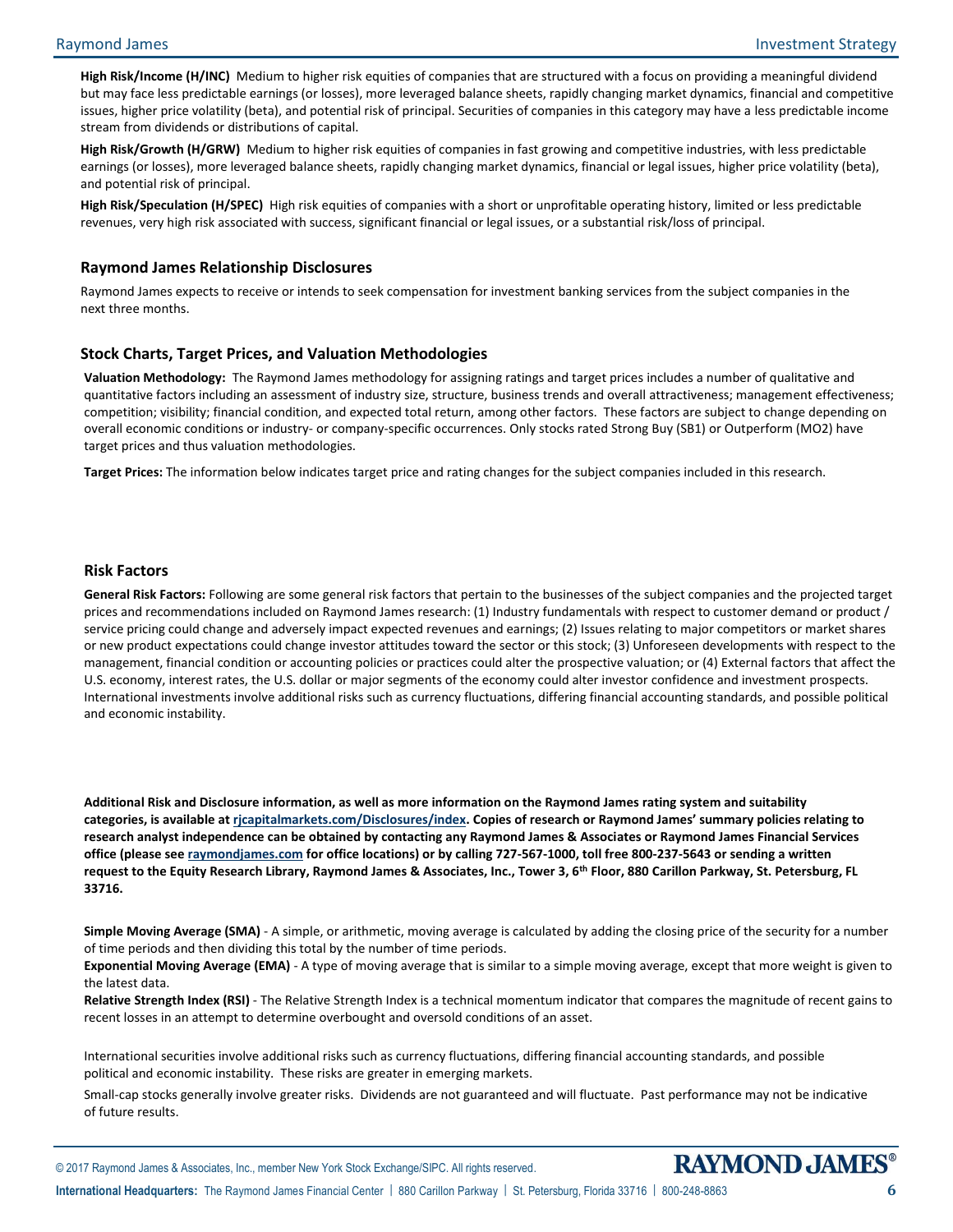**High Risk/Income (H/INC)** Medium to higher risk equities of companies that are structured with a focus on providing a meaningful dividend but may face less predictable earnings (or losses), more leveraged balance sheets, rapidly changing market dynamics, financial and competitive issues, higher price volatility (beta), and potential risk of principal. Securities of companies in this category may have a less predictable income stream from dividends or distributions of capital.

**High Risk/Growth (H/GRW)** Medium to higher risk equities of companies in fast growing and competitive industries, with less predictable earnings (or losses), more leveraged balance sheets, rapidly changing market dynamics, financial or legal issues, higher price volatility (beta), and potential risk of principal.

**High Risk/Speculation (H/SPEC)** High risk equities of companies with a short or unprofitable operating history, limited or less predictable revenues, very high risk associated with success, significant financial or legal issues, or a substantial risk/loss of principal.

## Raymond James Relationship Disclosures

Raymond James expects to receive or intends to seek compensation for investment banking services from the subject companies in the next three months.

## Stock Charts, Target Prices, and Valuation Methodologies

**Valuation Methodology:** The Raymond James methodology for assigning ratings and target prices includes a number of qualitative and quantitative factors including an assessment of industry size, structure, business trends and overall attractiveness; management effectiveness; competition; visibility; financial condition, and expected total return, among other factors. These factors are subject to change depending on overall economic conditions or industry- or company-specific occurrences. Only stocks rated Strong Buy (SB1) or Outperform (MO2) have target prices and thus valuation methodologies.

**Target Prices:** The information below indicates target price and rating changes for the subject companies included in this research.

## Risk Factors

**General Risk Factors:** Following are some general risk factors that pertain to the businesses of the subject companies and the projected target prices and recommendations included on Raymond James research: (1) Industry fundamentals with respect to customer demand or product / service pricing could change and adversely impact expected revenues and earnings; (2) Issues relating to major competitors or market shares or new product expectations could change investor attitudes toward the sector or this stock; (3) Unforeseen developments with respect to the management, financial condition or accounting policies or practices could alter the prospective valuation; or (4) External factors that affect the U.S. economy, interest rates, the U.S. dollar or major segments of the economy could alter investor confidence and investment prospects. International investments involve additional risks such as currency fluctuations, differing financial accounting standards, and possible political and economic instability.

**Additional Risk and Disclosure information, as well as more information on the Raymond James rating system and suitability categories, is available at rjcapitalmarkets.com/Disclosures/index. Copies of research or Raymond James' summary policies relating to research analyst independence can be obtained by contacting any Raymond James & Associates or Raymond James Financial Services office (please see raymondjames.com for office locations) or by calling 727-567-1000, toll free 800-237-5643 or sending a written request to the Equity Research Library, Raymond James & Associates, Inc., Tower 3, 6th Floor, 880 Carillon Parkway, St. Petersburg, FL 33716.**

**Simple Moving Average (SMA)** - A simple, or arithmetic, moving average is calculated by adding the closing price of the security for a number of time periods and then dividing this total by the number of time periods.
**Exponential Moving Average (EMA)** - A type of moving average that is similar to a simple moving average, except that more weight is given to the latest data.
**Relative Strength Index (RSI)** - The Relative Strength Index is a technical momentum indicator that compares the magnitude of recent gains to recent losses in an attempt to determine overbought and oversold conditions of an asset.

International securities involve additional risks such as currency fluctuations, differing financial accounting standards, and possible political and economic instability. These risks are greater in emerging markets.

Small-cap stocks generally involve greater risks. Dividends are not guaranteed and will fluctuate. Past performance may not be indicative of future results.

© 2017 Raymond James & Associates, Inc., member New York Stock Exchange/SIPC. All rights reserved.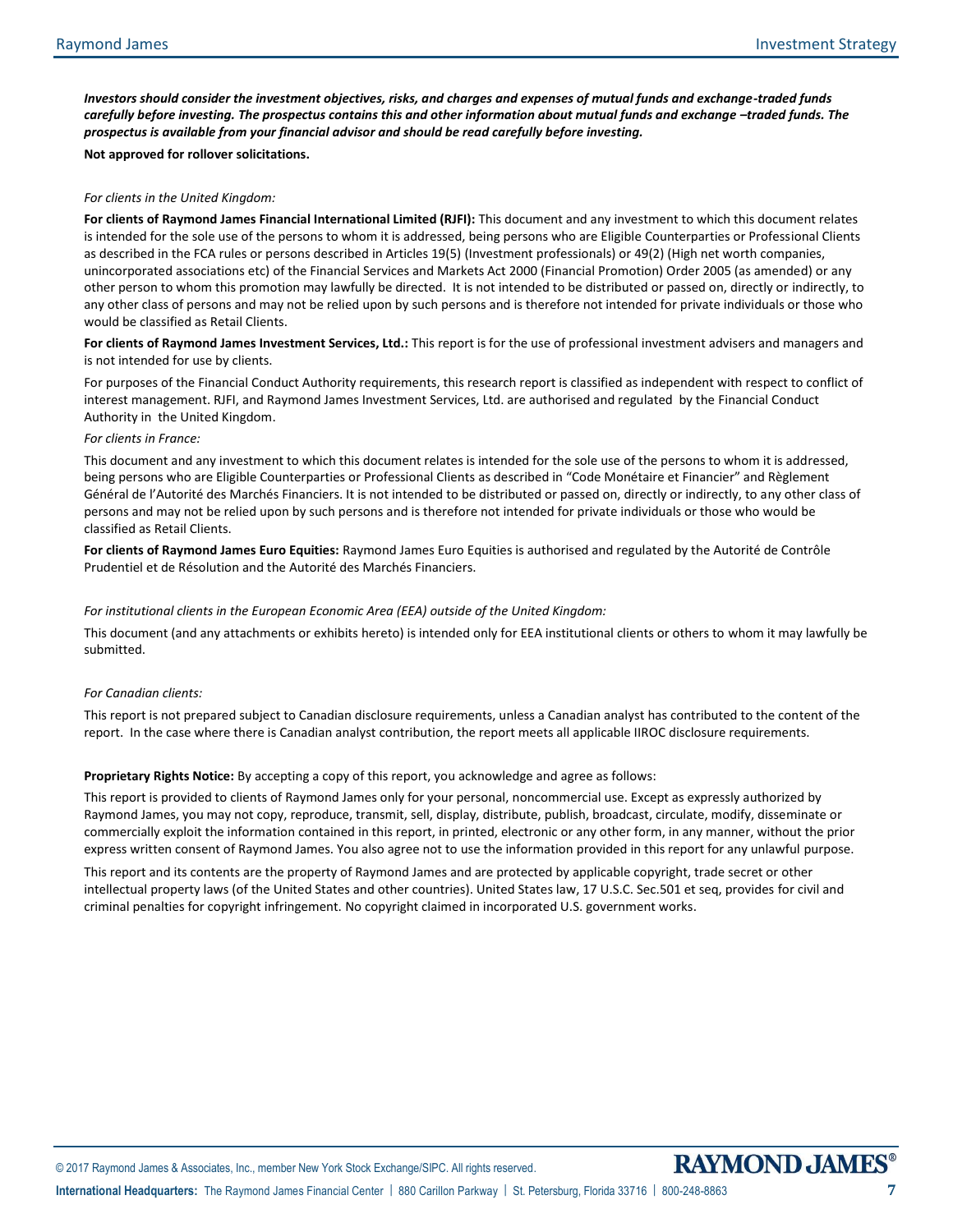***Investors should consider the investment objectives, risks, and charges and expenses of mutual funds and exchange-traded funds carefully before investing. The prospectus contains this and other information about mutual funds and exchange –traded funds. The prospectus is available from your financial advisor and should be read carefully before investing.***

**Not approved for rollover solicitations.**

*For clients in the United Kingdom:*

**For clients of Raymond James Financial International Limited (RJFI):** This document and any investment to which this document relates is intended for the sole use of the persons to whom it is addressed, being persons who are Eligible Counterparties or Professional Clients as described in the FCA rules or persons described in Articles 19(5) (Investment professionals) or 49(2) (High net worth companies, unincorporated associations etc) of the Financial Services and Markets Act 2000 (Financial Promotion) Order 2005 (as amended) or any other person to whom this promotion may lawfully be directed. It is not intended to be distributed or passed on, directly or indirectly, to any other class of persons and may not be relied upon by such persons and is therefore not intended for private individuals or those who would be classified as Retail Clients.

**For clients of Raymond James Investment Services, Ltd.:** This report is for the use of professional investment advisers and managers and is not intended for use by clients.

For purposes of the Financial Conduct Authority requirements, this research report is classified as independent with respect to conflict of interest management. RJFI, and Raymond James Investment Services, Ltd. are authorised and regulated by the Financial Conduct Authority in the United Kingdom.

*For clients in France:*

This document and any investment to which this document relates is intended for the sole use of the persons to whom it is addressed, being persons who are Eligible Counterparties or Professional Clients as described in "Code Monétaire et Financier" and Règlement Général de l'Autorité des Marchés Financiers. It is not intended to be distributed or passed on, directly or indirectly, to any other class of persons and may not be relied upon by such persons and is therefore not intended for private individuals or those who would be classified as Retail Clients.

**For clients of Raymond James Euro Equities:** Raymond James Euro Equities is authorised and regulated by the Autorité de Contrôle Prudentiel et de Résolution and the Autorité des Marchés Financiers.

*For institutional clients in the European Economic Area (EEA) outside of the United Kingdom:*

This document (and any attachments or exhibits hereto) is intended only for EEA institutional clients or others to whom it may lawfully be submitted.

*For Canadian clients:*

This report is not prepared subject to Canadian disclosure requirements, unless a Canadian analyst has contributed to the content of the report. In the case where there is Canadian analyst contribution, the report meets all applicable IIROC disclosure requirements.

**Proprietary Rights Notice:** By accepting a copy of this report, you acknowledge and agree as follows:

This report is provided to clients of Raymond James only for your personal, noncommercial use. Except as expressly authorized by Raymond James, you may not copy, reproduce, transmit, sell, display, distribute, publish, broadcast, circulate, modify, disseminate or commercially exploit the information contained in this report, in printed, electronic or any other form, in any manner, without the prior express written consent of Raymond James. You also agree not to use the information provided in this report for any unlawful purpose.

This report and its contents are the property of Raymond James and are protected by applicable copyright, trade secret or other intellectual property laws (of the United States and other countries). United States law, 17 U.S.C. Sec.501 et seq, provides for civil and criminal penalties for copyright infringement. No copyright claimed in incorporated U.S. government works.

© 2017 Raymond James & Associates, Inc., member New York Stock Exchange/SIPC. All rights reserved.

**International Headquarters:** The Raymond James Financial Center | 880 Carillon Parkway | St. Petersburg, Florida 33716 | 800-248-8863